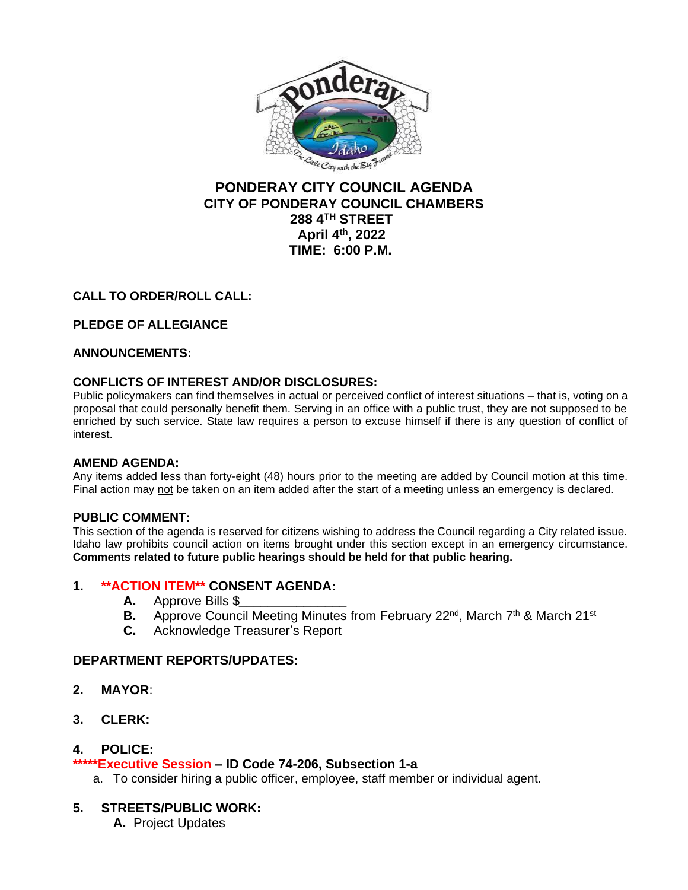# PONDERAY CITY COUNCIL AGENDA
## CITY OF PONDERAY COUNCIL CHAMBERS
## 288 4TH STREET
## April 4th, 2022
## TIME: 6:00 P.M.

**CALL TO ORDER/ROLL CALL:**

**PLEDGE OF ALLEGIANCE**

**ANNOUNCEMENTS:**

**CONFLICTS OF INTEREST AND/OR DISCLOSURES:**
Public policymakers can find themselves in actual or perceived conflict of interest situations – that is, voting on a proposal that could personally benefit them. Serving in an office with a public trust, they are not supposed to be enriched by such service. State law requires a person to excuse himself if there is any question of conflict of interest.

**AMEND AGENDA:**
Any items added less than forty-eight (48) hours prior to the meeting are added by Council motion at this time. Final action may not be taken on an item added after the start of a meeting unless an emergency is declared.

**PUBLIC COMMENT:**
This section of the agenda is reserved for citizens wishing to address the Council regarding a City related issue. Idaho law prohibits council action on items brought under this section except in an emergency circumstance. **Comments related to future public hearings should be held for that public hearing.**

1. **\*\*ACTION ITEM\*\* CONSENT AGENDA:**
   - **A.** Approve Bills $_______________
   - **B.** Approve Council Meeting Minutes from February 22nd, March 7th & March 21st
   - **C.** Acknowledge Treasurer's Report

**DEPARTMENT REPORTS/UPDATES:**

2. **MAYOR**:

3. **CLERK:**

4. **POLICE:**

**\*\*\*\*\*Executive Session – ID Code 74-206, Subsection 1-a**

a. To consider hiring a public officer, employee, staff member or individual agent.

5. **STREETS/PUBLIC WORK:**
   - **A.** Project Updates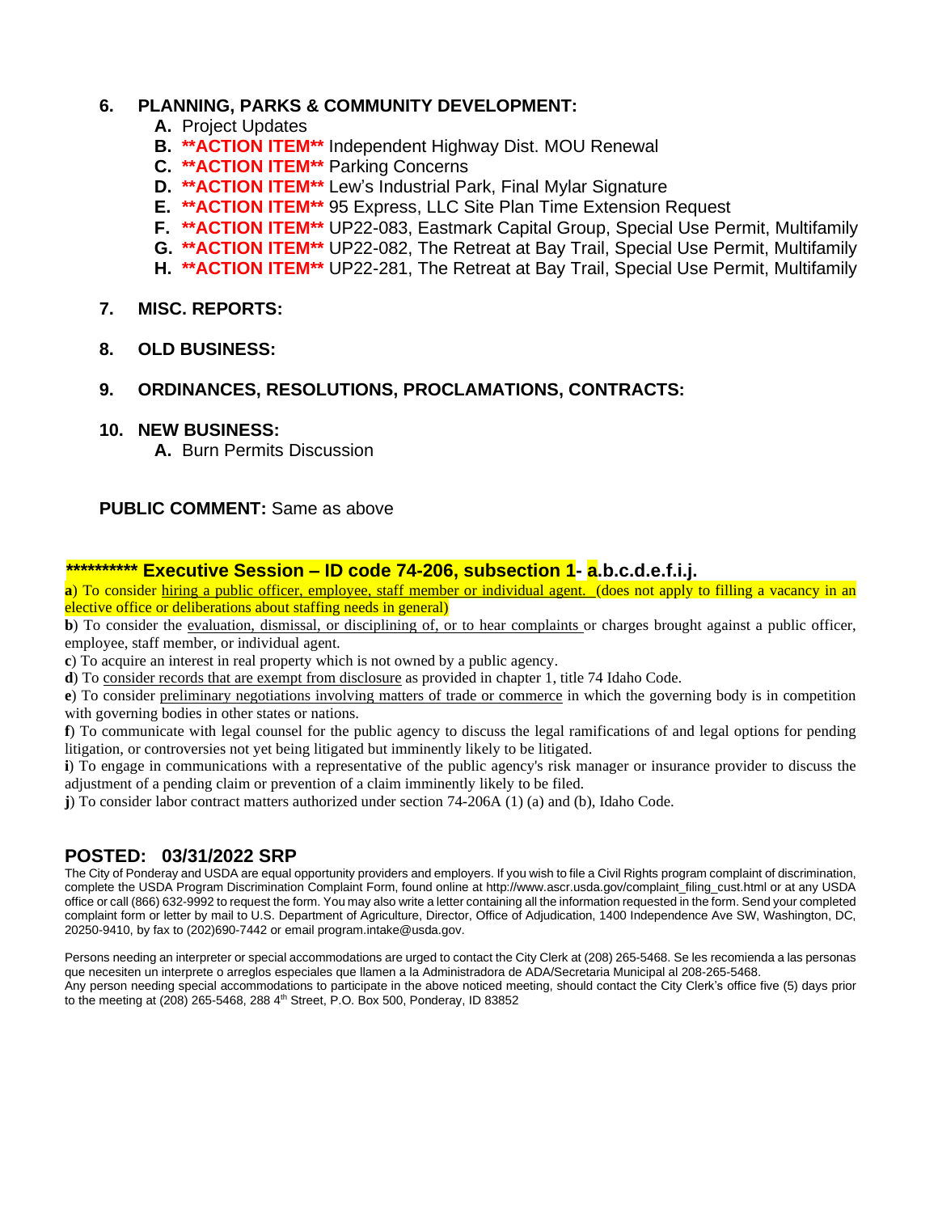6. **PLANNING, PARKS & COMMUNITY DEVELOPMENT:**
   - **A.** Project Updates
   - **B.** **\*\*ACTION ITEM\*\*** Independent Highway Dist. MOU Renewal
   - **C.** **\*\*ACTION ITEM\*\*** Parking Concerns
   - **D.** **\*\*ACTION ITEM\*\*** Lew's Industrial Park, Final Mylar Signature
   - **E.** **\*\*ACTION ITEM\*\*** 95 Express, LLC Site Plan Time Extension Request
   - **F.** **\*\*ACTION ITEM\*\*** UP22-083, Eastmark Capital Group, Special Use Permit, Multifamily
   - **G.** **\*\*ACTION ITEM\*\*** UP22-082, The Retreat at Bay Trail, Special Use Permit, Multifamily
   - **H.** **\*\*ACTION ITEM\*\*** UP22-281, The Retreat at Bay Trail, Special Use Permit, Multifamily

7. **MISC. REPORTS:**

8. **OLD BUSINESS:**

9. **ORDINANCES, RESOLUTIONS, PROCLAMATIONS, CONTRACTS:**

10. **NEW BUSINESS:**
    - **A.** Burn Permits Discussion

**PUBLIC COMMENT:** Same as above

## \*\*\*\*\*\*\*\*\*\* Executive Session – ID code 74-206, subsection 1- a.b.c.d.e.f.i.j.

**a**) To consider hiring a public officer, employee, staff member or individual agent. (does not apply to filling a vacancy in an elective office or deliberations about staffing needs in general)

**b**) To consider the evaluation, dismissal, or disciplining of, or to hear complaints or charges brought against a public officer, employee, staff member, or individual agent.

**c**) To acquire an interest in real property which is not owned by a public agency.

**d**) To consider records that are exempt from disclosure as provided in chapter 1, title 74 Idaho Code.

**e**) To consider preliminary negotiations involving matters of trade or commerce in which the governing body is in competition with governing bodies in other states or nations.

**f**) To communicate with legal counsel for the public agency to discuss the legal ramifications of and legal options for pending litigation, or controversies not yet being litigated but imminently likely to be litigated.

**i**) To engage in communications with a representative of the public agency's risk manager or insurance provider to discuss the adjustment of a pending claim or prevention of a claim imminently likely to be filed.

**j**) To consider labor contract matters authorized under section 74-206A (1) (a) and (b), Idaho Code.

## POSTED: 03/31/2022 SRP

The City of Ponderay and USDA are equal opportunity providers and employers. If you wish to file a Civil Rights program complaint of discrimination, complete the USDA Program Discrimination Complaint Form, found online at http://www.ascr.usda.gov/complaint_filing_cust.html or at any USDA office or call (866) 632-9992 to request the form. You may also write a letter containing all the information requested in the form. Send your completed complaint form or letter by mail to U.S. Department of Agriculture, Director, Office of Adjudication, 1400 Independence Ave SW, Washington, DC, 20250-9410, by fax to (202)690-7442 or email program.intake@usda.gov.

Persons needing an interpreter or special accommodations are urged to contact the City Clerk at (208) 265-5468. Se les recomienda a las personas que necesiten un interprete o arreglos especiales que llamen a la Administradora de ADA/Secretaria Municipal al 208-265-5468.
Any person needing special accommodations to participate in the above noticed meeting, should contact the City Clerk's office five (5) days prior to the meeting at (208) 265-5468, 288 4th Street, P.O. Box 500, Ponderay, ID 83852